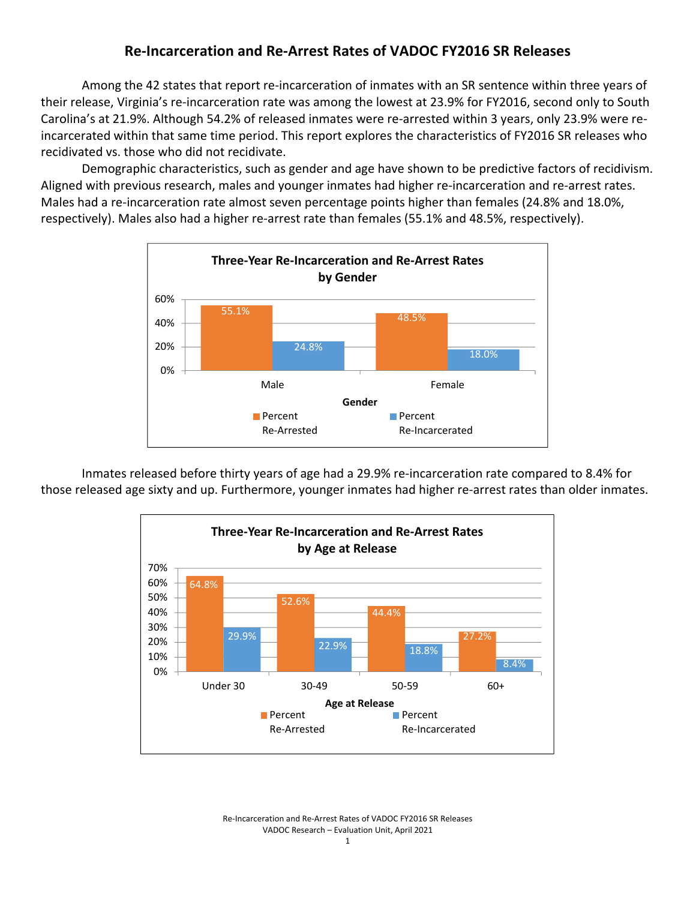# Re-Incarceration and Re-Arrest Rates of VADOC FY2016 SR Releases

Among the 42 states that report re-incarceration of inmates with an SR sentence within three years of their release, Virginia's re-incarceration rate was among the lowest at 23.9% for FY2016, second only to South Carolina's at 21.9%. Although 54.2% of released inmates were re-arrested within 3 years, only 23.9% were re-incarcerated within that same time period. This report explores the characteristics of FY2016 SR releases who recidivated vs. those who did not recidivate.

Demographic characteristics, such as gender and age have shown to be predictive factors of recidivism. Aligned with previous research, males and younger inmates had higher re-incarceration and re-arrest rates. Males had a re-incarceration rate almost seven percentage points higher than females (24.8% and 18.0%, respectively). Males also had a higher re-arrest rate than females (55.1% and 48.5%, respectively).

**Three-Year Re-Incarceration and Re-Arrest Rates by Gender**

| Gender | Percent Re-Arrested | Percent Re-Incarcerated |
|---|---|---|
| Male | 55.1% | 24.8% |
| Female | 48.5% | 18.0% |

Inmates released before thirty years of age had a 29.9% re-incarceration rate compared to 8.4% for those released age sixty and up. Furthermore, younger inmates had higher re-arrest rates than older inmates.

**Three-Year Re-Incarceration and Re-Arrest Rates by Age at Release**

| Age at Release | Percent Re-Arrested | Percent Re-Incarcerated |
|---|---|---|
| Under 30 | 64.8% | 29.9% |
| 30-49 | 52.6% | 22.9% |
| 50-59 | 44.4% | 18.8% |
| 60+ | 27.2% | 8.4% |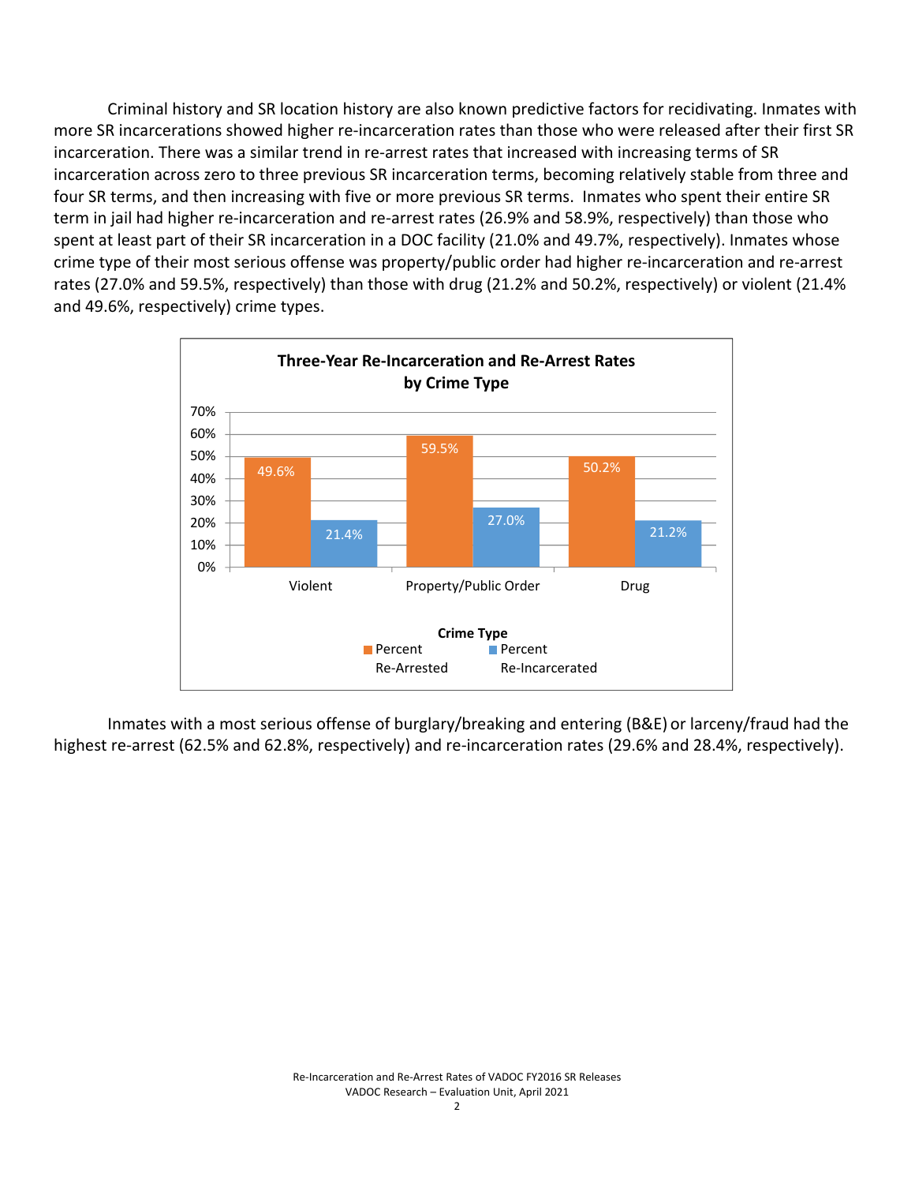Criminal history and SR location history are also known predictive factors for recidivating. Inmates with more SR incarcerations showed higher re-incarceration rates than those who were released after their first SR incarceration. There was a similar trend in re-arrest rates that increased with increasing terms of SR incarceration across zero to three previous SR incarceration terms, becoming relatively stable from three and four SR terms, and then increasing with five or more previous SR terms. Inmates who spent their entire SR term in jail had higher re-incarceration and re-arrest rates (26.9% and 58.9%, respectively) than those who spent at least part of their SR incarceration in a DOC facility (21.0% and 49.7%, respectively). Inmates whose crime type of their most serious offense was property/public order had higher re-incarceration and re-arrest rates (27.0% and 59.5%, respectively) than those with drug (21.2% and 50.2%, respectively) or violent (21.4% and 49.6%, respectively) crime types.

**Three-Year Re-Incarceration and Re-Arrest Rates by Crime Type**

| Crime Type | Percent Re-Arrested | Percent Re-Incarcerated |
|---|---|---|
| Violent | 49.6% | 21.4% |
| Property/Public Order | 59.5% | 27.0% |
| Drug | 50.2% | 21.2% |

Inmates with a most serious offense of burglary/breaking and entering (B&E) or larceny/fraud had the highest re-arrest (62.5% and 62.8%, respectively) and re-incarceration rates (29.6% and 28.4%, respectively).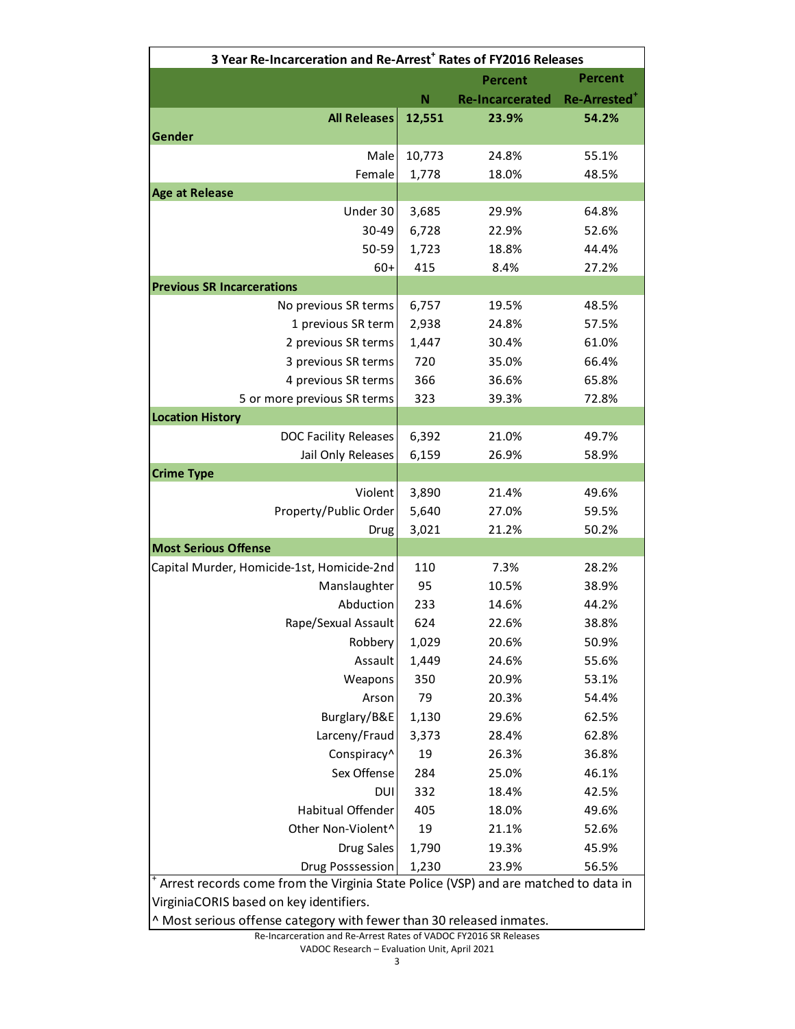| 3 Year Re-Incarceration and Re-Arrest[+] Rates of FY2016 Releases | | | |
|---|---|---|---|
| | N | Percent Re-Incarcerated | Percent Re-Arrested[+] |
| **All Releases** | **12,551** | **23.9%** | **54.2%** |
| **Gender** | | | |
| Male | 10,773 | 24.8% | 55.1% |
| Female | 1,778 | 18.0% | 48.5% |
| **Age at Release** | | | |
| Under 30 | 3,685 | 29.9% | 64.8% |
| 30-49 | 6,728 | 22.9% | 52.6% |
| 50-59 | 1,723 | 18.8% | 44.4% |
| 60+ | 415 | 8.4% | 27.2% |
| **Previous SR Incarcerations** | | | |
| No previous SR terms | 6,757 | 19.5% | 48.5% |
| 1 previous SR term | 2,938 | 24.8% | 57.5% |
| 2 previous SR terms | 1,447 | 30.4% | 61.0% |
| 3 previous SR terms | 720 | 35.0% | 66.4% |
| 4 previous SR terms | 366 | 36.6% | 65.8% |
| 5 or more previous SR terms | 323 | 39.3% | 72.8% |
| **Location History** | | | |
| DOC Facility Releases | 6,392 | 21.0% | 49.7% |
| Jail Only Releases | 6,159 | 26.9% | 58.9% |
| **Crime Type** | | | |
| Violent | 3,890 | 21.4% | 49.6% |
| Property/Public Order | 5,640 | 27.0% | 59.5% |
| Drug | 3,021 | 21.2% | 50.2% |
| **Most Serious Offense** | | | |
| Capital Murder, Homicide-1st, Homicide-2nd | 110 | 7.3% | 28.2% |
| Manslaughter | 95 | 10.5% | 38.9% |
| Abduction | 233 | 14.6% | 44.2% |
| Rape/Sexual Assault | 624 | 22.6% | 38.8% |
| Robbery | 1,029 | 20.6% | 50.9% |
| Assault | 1,449 | 24.6% | 55.6% |
| Weapons | 350 | 20.9% | 53.1% |
| Arson | 79 | 20.3% | 54.4% |
| Burglary/B&E | 1,130 | 29.6% | 62.5% |
| Larceny/Fraud | 3,373 | 28.4% | 62.8% |
| Conspiracy^ | 19 | 26.3% | 36.8% |
| Sex Offense | 284 | 25.0% | 46.1% |
| DUI | 332 | 18.4% | 42.5% |
| Habitual Offender | 405 | 18.0% | 49.6% |
| Other Non-Violent^ | 19 | 21.1% | 52.6% |
| Drug Sales | 1,790 | 19.3% | 45.9% |
| Drug Posssession | 1,230 | 23.9% | 56.5% |

[+] Arrest records come from the Virginia State Police (VSP) and are matched to data in VirginiaCORIS based on key identifiers.

^ Most serious offense category with fewer than 30 released inmates.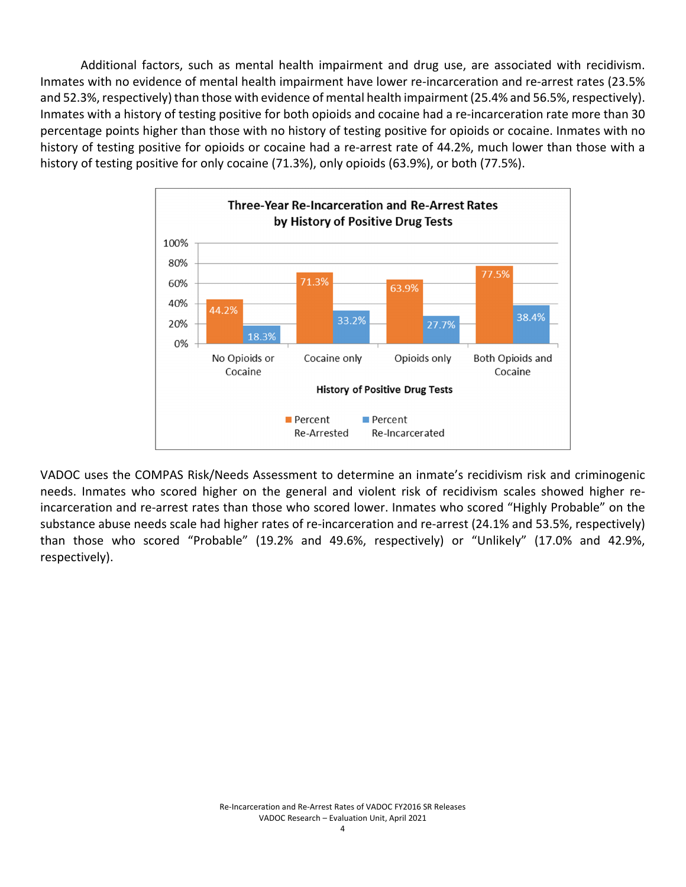Additional factors, such as mental health impairment and drug use, are associated with recidivism. Inmates with no evidence of mental health impairment have lower re-incarceration and re-arrest rates (23.5% and 52.3%, respectively) than those with evidence of mental health impairment (25.4% and 56.5%, respectively). Inmates with a history of testing positive for both opioids and cocaine had a re-incarceration rate more than 30 percentage points higher than those with no history of testing positive for opioids or cocaine. Inmates with no history of testing positive for opioids or cocaine had a re-arrest rate of 44.2%, much lower than those with a history of testing positive for only cocaine (71.3%), only opioids (63.9%), or both (77.5%).

**Three-Year Re-Incarceration and Re-Arrest Rates by History of Positive Drug Tests**

| History of Positive Drug Tests | Percent Re-Arrested | Percent Re-Incarcerated |
| --- | --- | --- |
| No Opioids or Cocaine | 44.2% | 18.3% |
| Cocaine only | 71.3% | 33.2% |
| Opioids only | 63.9% | 27.7% |
| Both Opioids and Cocaine | 77.5% | 38.4% |

VADOC uses the COMPAS Risk/Needs Assessment to determine an inmate's recidivism risk and criminogenic needs. Inmates who scored higher on the general and violent risk of recidivism scales showed higher re-incarceration and re-arrest rates than those who scored lower. Inmates who scored "Highly Probable" on the substance abuse needs scale had higher rates of re-incarceration and re-arrest (24.1% and 53.5%, respectively) than those who scored "Probable" (19.2% and 49.6%, respectively) or "Unlikely" (17.0% and 42.9%, respectively).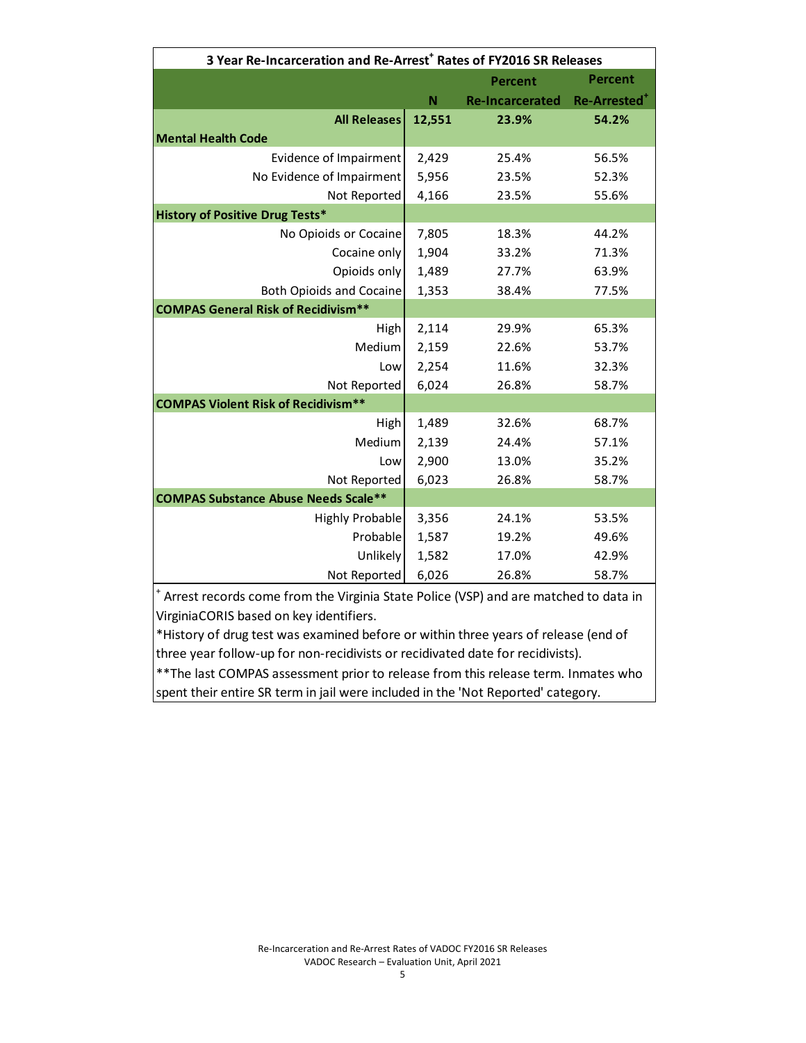| 3 Year Re-Incarceration and Re-Arrest[+] Rates of FY2016 SR Releases | | | |
|---|---|---|---|
| | N | Percent Re-Incarcerated | Percent Re-Arrested[+] |
| **All Releases** | **12,551** | **23.9%** | **54.2%** |
| **Mental Health Code** | | | |
| Evidence of Impairment | 2,429 | 25.4% | 56.5% |
| No Evidence of Impairment | 5,956 | 23.5% | 52.3% |
| Not Reported | 4,166 | 23.5% | 55.6% |
| **History of Positive Drug Tests*** | | | |
| No Opioids or Cocaine | 7,805 | 18.3% | 44.2% |
| Cocaine only | 1,904 | 33.2% | 71.3% |
| Opioids only | 1,489 | 27.7% | 63.9% |
| Both Opioids and Cocaine | 1,353 | 38.4% | 77.5% |
| **COMPAS General Risk of Recidivism**** | | | |
| High | 2,114 | 29.9% | 65.3% |
| Medium | 2,159 | 22.6% | 53.7% |
| Low | 2,254 | 11.6% | 32.3% |
| Not Reported | 6,024 | 26.8% | 58.7% |
| **COMPAS Violent Risk of Recidivism**** | | | |
| High | 1,489 | 32.6% | 68.7% |
| Medium | 2,139 | 24.4% | 57.1% |
| Low | 2,900 | 13.0% | 35.2% |
| Not Reported | 6,023 | 26.8% | 58.7% |
| **COMPAS Substance Abuse Needs Scale**** | | | |
| Highly Probable | 3,356 | 24.1% | 53.5% |
| Probable | 1,587 | 19.2% | 49.6% |
| Unlikely | 1,582 | 17.0% | 42.9% |
| Not Reported | 6,026 | 26.8% | 58.7% |

[+] Arrest records come from the Virginia State Police (VSP) and are matched to data in VirginiaCORIS based on key identifiers.

*History of drug test was examined before or within three years of release (end of three year follow-up for non-recidivists or recidivated date for recidivists).

**The last COMPAS assessment prior to release from this release term. Inmates who spent their entire SR term in jail were included in the 'Not Reported' category.